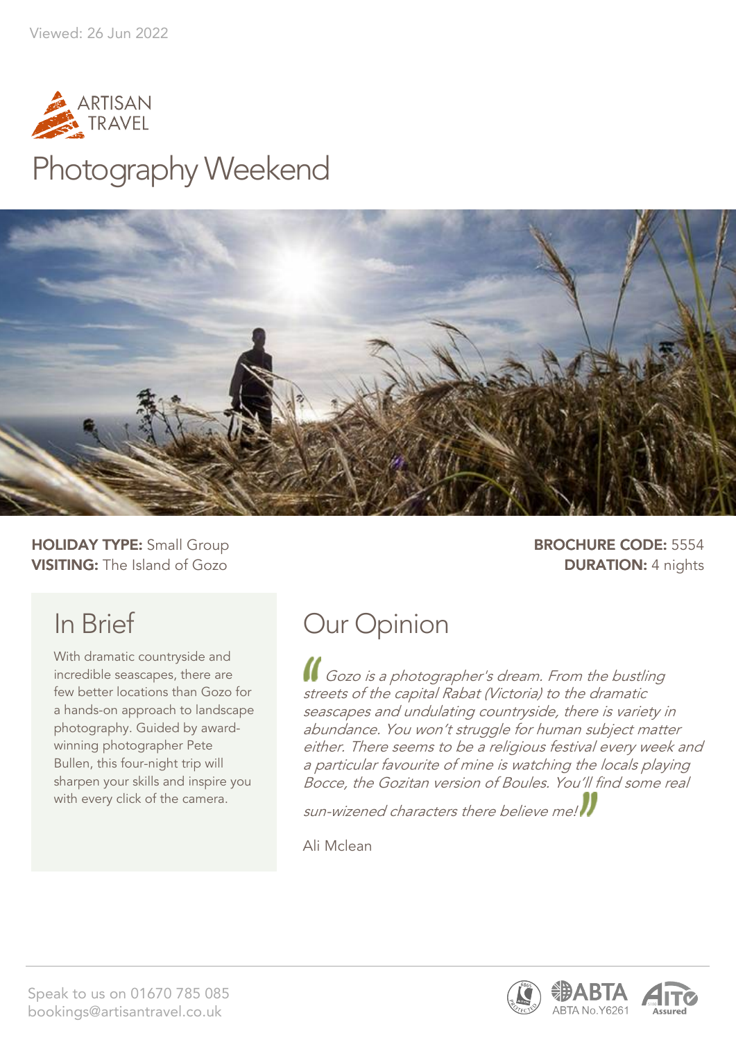Viewed: 26 Jun 2022

ARTISAN TRAVEL

# Photography Weekend

**HOLIDAY TYPE:** Small Group
**VISITING:** The Island of Gozo

**BROCHURE CODE:** 5554
**DURATION:** 4 nights

## In Brief

With dramatic countryside and incredible seascapes, there are few better locations than Gozo for a hands-on approach to landscape photography. Guided by award-winning photographer Pete Bullen, this four-night trip will sharpen your skills and inspire you with every click of the camera.

## Our Opinion

*"Gozo is a photographer's dream. From the bustling streets of the capital Rabat (Victoria) to the dramatic seascapes and undulating countryside, there is variety in abundance. You won't struggle for human subject matter either. There seems to be a religious festival every week and a particular favourite of mine is watching the locals playing Bocce, the Gozitan version of Boules. You'll find some real sun-wizened characters there believe me!"*

Ali Mclean

Speak to us on 01670 785 085
bookings@artisantravel.co.uk

ABTA No.Y6261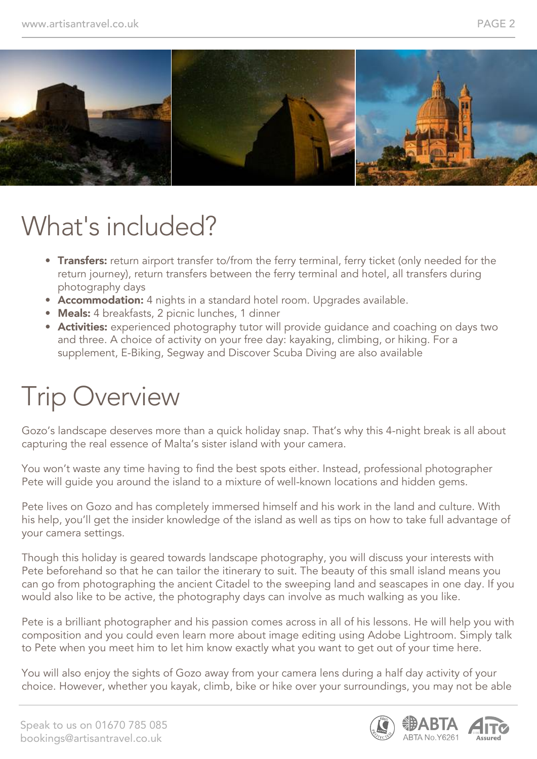# What's included?

- **Transfers:** return airport transfer to/from the ferry terminal, ferry ticket (only needed for the return journey), return transfers between the ferry terminal and hotel, all transfers during photography days
- **Accommodation:** 4 nights in a standard hotel room. Upgrades available.
- **Meals:** 4 breakfasts, 2 picnic lunches, 1 dinner
- **Activities:** experienced photography tutor will provide guidance and coaching on days two and three. A choice of activity on your free day: kayaking, climbing, or hiking. For a supplement, E-Biking, Segway and Discover Scuba Diving are also available

# Trip Overview

Gozo's landscape deserves more than a quick holiday snap. That's why this 4-night break is all about capturing the real essence of Malta's sister island with your camera.

You won't waste any time having to find the best spots either. Instead, professional photographer Pete will guide you around the island to a mixture of well-known locations and hidden gems.

Pete lives on Gozo and has completely immersed himself and his work in the land and culture. With his help, you'll get the insider knowledge of the island as well as tips on how to take full advantage of your camera settings.

Though this holiday is geared towards landscape photography, you will discuss your interests with Pete beforehand so that he can tailor the itinerary to suit. The beauty of this small island means you can go from photographing the ancient Citadel to the sweeping land and seascapes in one day. If you would also like to be active, the photography days can involve as much walking as you like.

Pete is a brilliant photographer and his passion comes across in all of his lessons. He will help you with composition and you could even learn more about image editing using Adobe Lightroom. Simply talk to Pete when you meet him to let him know exactly what you want to get out of your time here.

You will also enjoy the sights of Gozo away from your camera lens during a half day activity of your choice. However, whether you kayak, climb, bike or hike over your surroundings, you may not be able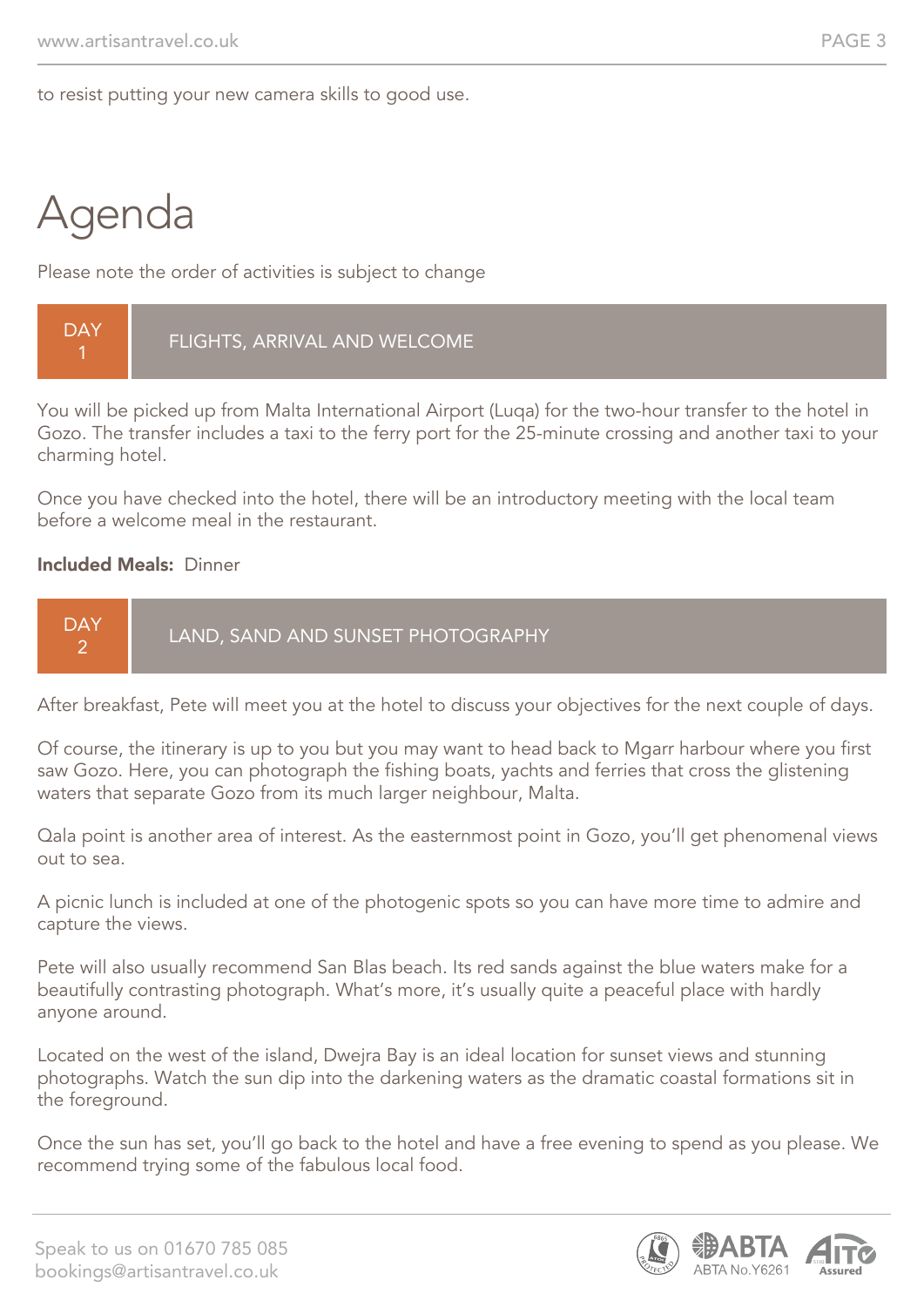to resist putting your new camera skills to good use.

# Agenda

Please note the order of activities is subject to change

## DAY 1 — FLIGHTS, ARRIVAL AND WELCOME

You will be picked up from Malta International Airport (Luqa) for the two-hour transfer to the hotel in Gozo. The transfer includes a taxi to the ferry port for the 25-minute crossing and another taxi to your charming hotel.

Once you have checked into the hotel, there will be an introductory meeting with the local team before a welcome meal in the restaurant.

**Included Meals:** Dinner

## DAY 2 — LAND, SAND AND SUNSET PHOTOGRAPHY

After breakfast, Pete will meet you at the hotel to discuss your objectives for the next couple of days.

Of course, the itinerary is up to you but you may want to head back to Mgarr harbour where you first saw Gozo. Here, you can photograph the fishing boats, yachts and ferries that cross the glistening waters that separate Gozo from its much larger neighbour, Malta.

Qala point is another area of interest. As the easternmost point in Gozo, you'll get phenomenal views out to sea.

A picnic lunch is included at one of the photogenic spots so you can have more time to admire and capture the views.

Pete will also usually recommend San Blas beach. Its red sands against the blue waters make for a beautifully contrasting photograph. What's more, it's usually quite a peaceful place with hardly anyone around.

Located on the west of the island, Dwejra Bay is an ideal location for sunset views and stunning photographs. Watch the sun dip into the darkening waters as the dramatic coastal formations sit in the foreground.

Once the sun has set, you'll go back to the hotel and have a free evening to spend as you please. We recommend trying some of the fabulous local food.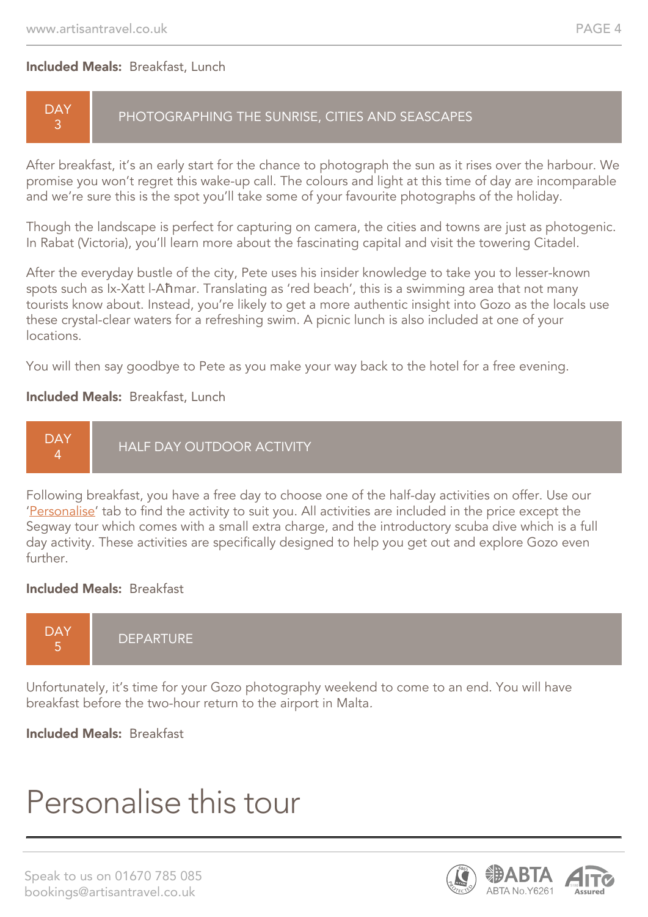**Included Meals:** Breakfast, Lunch

## DAY 3 — PHOTOGRAPHING THE SUNRISE, CITIES AND SEASCAPES

After breakfast, it's an early start for the chance to photograph the sun as it rises over the harbour. We promise you won't regret this wake-up call. The colours and light at this time of day are incomparable and we're sure this is the spot you'll take some of your favourite photographs of the holiday.

Though the landscape is perfect for capturing on camera, the cities and towns are just as photogenic. In Rabat (Victoria), you'll learn more about the fascinating capital and visit the towering Citadel.

After the everyday bustle of the city, Pete uses his insider knowledge to take you to lesser-known spots such as Ix-Xatt l-Aħmar. Translating as 'red beach', this is a swimming area that not many tourists know about. Instead, you're likely to get a more authentic insight into Gozo as the locals use these crystal-clear waters for a refreshing swim. A picnic lunch is also included at one of your locations.

You will then say goodbye to Pete as you make your way back to the hotel for a free evening.

**Included Meals:** Breakfast, Lunch

## DAY 4 — HALF DAY OUTDOOR ACTIVITY

Following breakfast, you have a free day to choose one of the half-day activities on offer. Use our 'Personalise' tab to find the activity to suit you. All activities are included in the price except the Segway tour which comes with a small extra charge, and the introductory scuba dive which is a full day activity. These activities are specifically designed to help you get out and explore Gozo even further.

**Included Meals:** Breakfast

## DAY 5 — DEPARTURE

Unfortunately, it's time for your Gozo photography weekend to come to an end. You will have breakfast before the two-hour return to the airport in Malta.

**Included Meals:** Breakfast

# Personalise this tour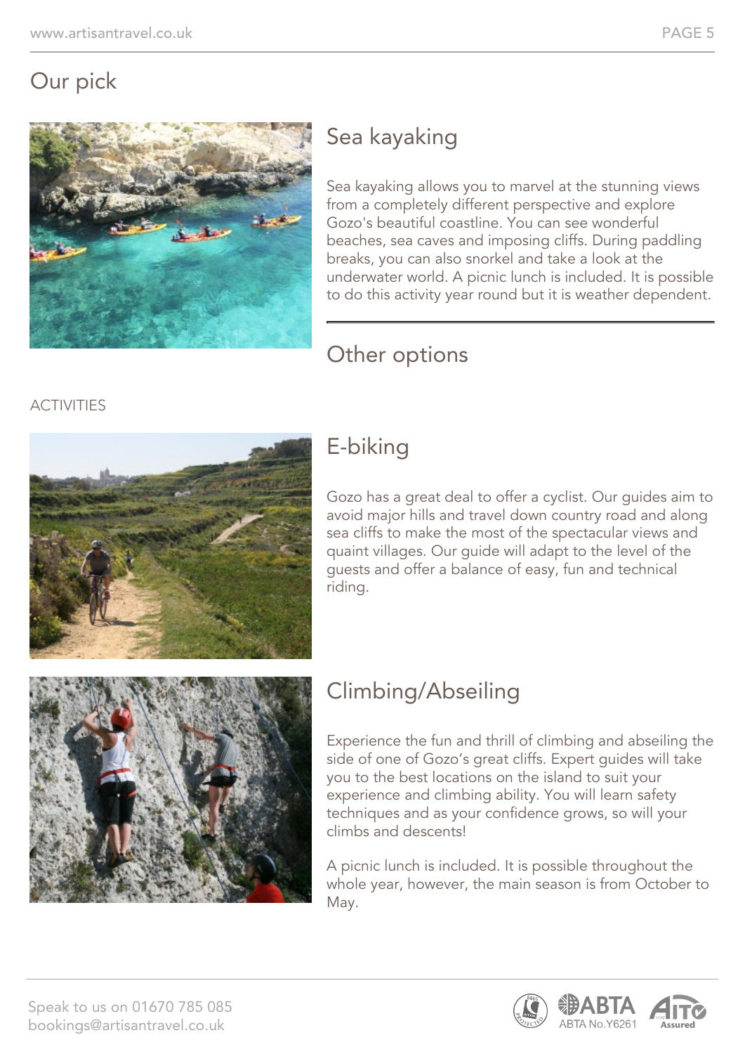# Our pick

## Sea kayaking

Sea kayaking allows you to marvel at the stunning views from a completely different perspective and explore Gozo's beautiful coastline. You can see wonderful beaches, sea caves and imposing cliffs. During paddling breaks, you can also snorkel and take a look at the underwater world. A picnic lunch is included. It is possible to do this activity year round but it is weather dependent.

---

# Other options

ACTIVITIES

## E-biking

Gozo has a great deal to offer a cyclist. Our guides aim to avoid major hills and travel down country road and along sea cliffs to make the most of the spectacular views and quaint villages. Our guide will adapt to the level of the guests and offer a balance of easy, fun and technical riding.

## Climbing/Abseiling

Experience the fun and thrill of climbing and abseiling the side of one of Gozo's great cliffs. Expert guides will take you to the best locations on the island to suit your experience and climbing ability. You will learn safety techniques and as your confidence grows, so will your climbs and descents!

A picnic lunch is included. It is possible throughout the whole year, however, the main season is from October to May.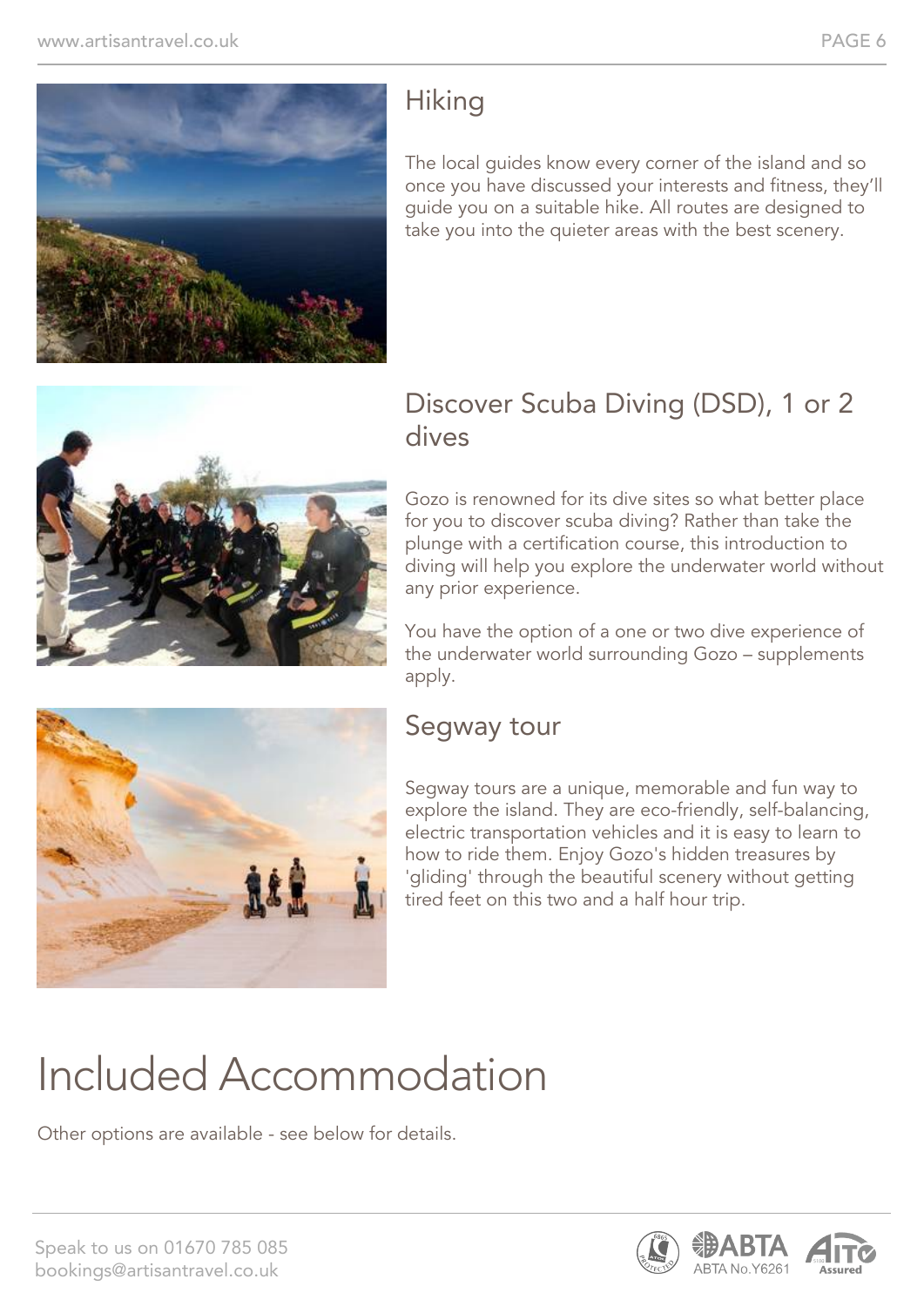## Hiking

The local guides know every corner of the island and so once you have discussed your interests and fitness, they'll guide you on a suitable hike. All routes are designed to take you into the quieter areas with the best scenery.

## Discover Scuba Diving (DSD), 1 or 2 dives

Gozo is renowned for its dive sites so what better place for you to discover scuba diving? Rather than take the plunge with a certification course, this introduction to diving will help you explore the underwater world without any prior experience.

You have the option of a one or two dive experience of the underwater world surrounding Gozo – supplements apply.

## Segway tour

Segway tours are a unique, memorable and fun way to explore the island. They are eco-friendly, self-balancing, electric transportation vehicles and it is easy to learn to how to ride them. Enjoy Gozo's hidden treasures by 'gliding' through the beautiful scenery without getting tired feet on this two and a half hour trip.

# Included Accommodation

Other options are available - see below for details.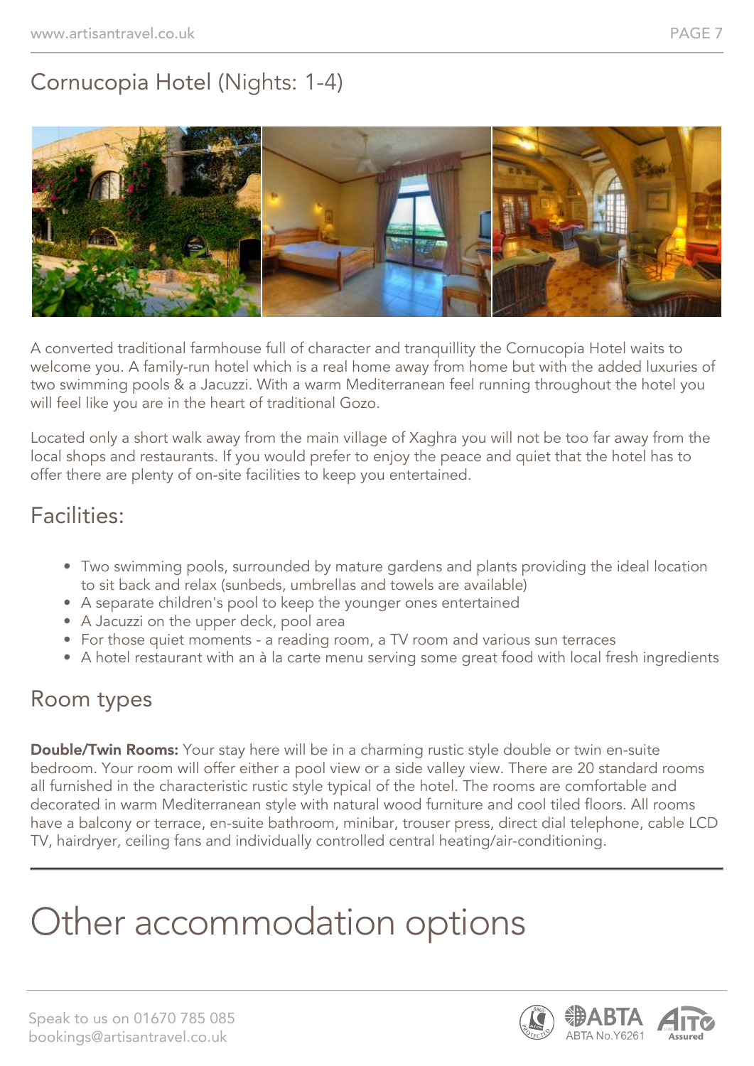## Cornucopia Hotel (Nights: 1-4)

A converted traditional farmhouse full of character and tranquillity the Cornucopia Hotel waits to welcome you. A family-run hotel which is a real home away from home but with the added luxuries of two swimming pools & a Jacuzzi. With a warm Mediterranean feel running throughout the hotel you will feel like you are in the heart of traditional Gozo.

Located only a short walk away from the main village of Xaghra you will not be too far away from the local shops and restaurants. If you would prefer to enjoy the peace and quiet that the hotel has to offer there are plenty of on-site facilities to keep you entertained.

## Facilities:

- Two swimming pools, surrounded by mature gardens and plants providing the ideal location to sit back and relax (sunbeds, umbrellas and towels are available)
- A separate children's pool to keep the younger ones entertained
- A Jacuzzi on the upper deck, pool area
- For those quiet moments - a reading room, a TV room and various sun terraces
- A hotel restaurant with an à la carte menu serving some great food with local fresh ingredients

## Room types

**Double/Twin Rooms:** Your stay here will be in a charming rustic style double or twin en-suite bedroom. Your room will offer either a pool view or a side valley view. There are 20 standard rooms all furnished in the characteristic rustic style typical of the hotel. The rooms are comfortable and decorated in warm Mediterranean style with natural wood furniture and cool tiled floors. All rooms have a balcony or terrace, en-suite bathroom, minibar, trouser press, direct dial telephone, cable LCD TV, hairdryer, ceiling fans and individually controlled central heating/air-conditioning.

# Other accommodation options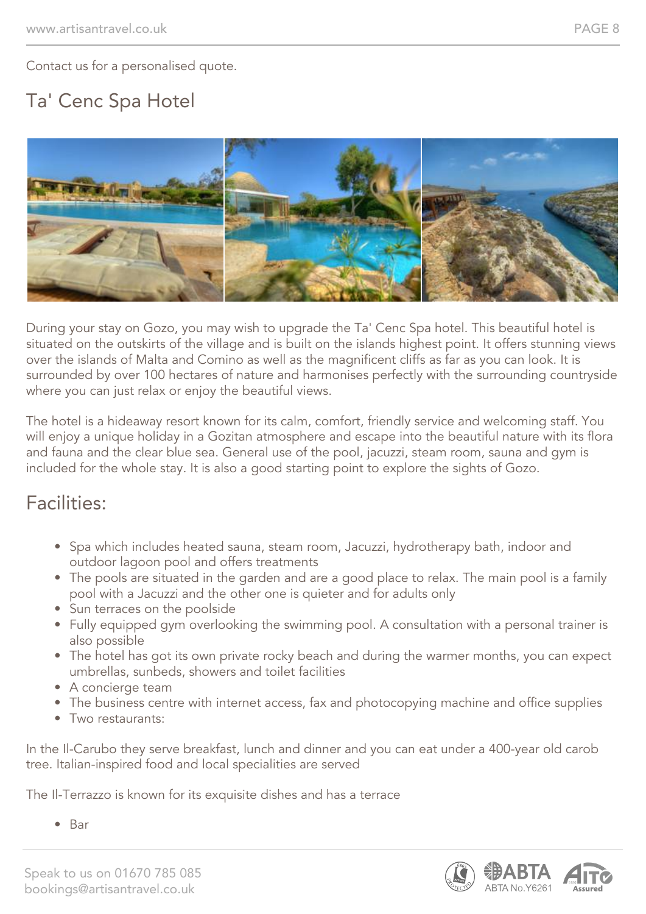Contact us for a personalised quote.

## Ta' Cenc Spa Hotel

During your stay on Gozo, you may wish to upgrade the Ta' Cenc Spa hotel. This beautiful hotel is situated on the outskirts of the village and is built on the islands highest point. It offers stunning views over the islands of Malta and Comino as well as the magnificent cliffs as far as you can look. It is surrounded by over 100 hectares of nature and harmonises perfectly with the surrounding countryside where you can just relax or enjoy the beautiful views.

The hotel is a hideaway resort known for its calm, comfort, friendly service and welcoming staff. You will enjoy a unique holiday in a Gozitan atmosphere and escape into the beautiful nature with its flora and fauna and the clear blue sea. General use of the pool, jacuzzi, steam room, sauna and gym is included for the whole stay. It is also a good starting point to explore the sights of Gozo.

## Facilities:

- Spa which includes heated sauna, steam room, Jacuzzi, hydrotherapy bath, indoor and outdoor lagoon pool and offers treatments
- The pools are situated in the garden and are a good place to relax. The main pool is a family pool with a Jacuzzi and the other one is quieter and for adults only
- Sun terraces on the poolside
- Fully equipped gym overlooking the swimming pool. A consultation with a personal trainer is also possible
- The hotel has got its own private rocky beach and during the warmer months, you can expect umbrellas, sunbeds, showers and toilet facilities
- A concierge team
- The business centre with internet access, fax and photocopying machine and office supplies
- Two restaurants:

In the Il-Carubo they serve breakfast, lunch and dinner and you can eat under a 400-year old carob tree. Italian-inspired food and local specialities are served

The Il-Terrazzo is known for its exquisite dishes and has a terrace

- Bar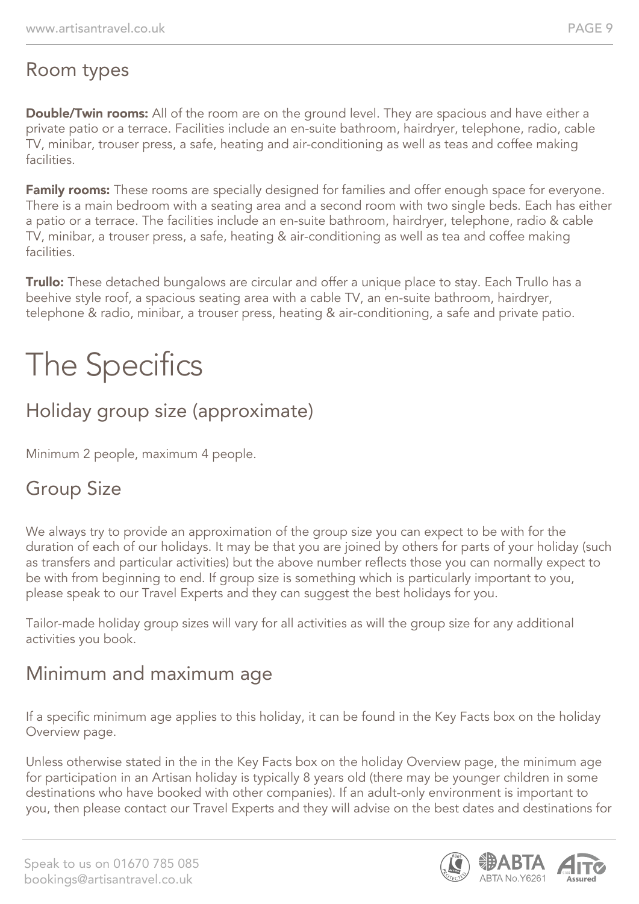## Room types

**Double/Twin rooms:** All of the room are on the ground level. They are spacious and have either a private patio or a terrace. Facilities include an en-suite bathroom, hairdryer, telephone, radio, cable TV, minibar, trouser press, a safe, heating and air-conditioning as well as teas and coffee making facilities.

**Family rooms:** These rooms are specially designed for families and offer enough space for everyone. There is a main bedroom with a seating area and a second room with two single beds. Each has either a patio or a terrace. The facilities include an en-suite bathroom, hairdryer, telephone, radio & cable TV, minibar, a trouser press, a safe, heating & air-conditioning as well as tea and coffee making facilities.

**Trullo:** These detached bungalows are circular and offer a unique place to stay. Each Trullo has a beehive style roof, a spacious seating area with a cable TV, an en-suite bathroom, hairdryer, telephone & radio, minibar, a trouser press, heating & air-conditioning, a safe and private patio.

# The Specifics

## Holiday group size (approximate)

Minimum 2 people, maximum 4 people.

## Group Size

We always try to provide an approximation of the group size you can expect to be with for the duration of each of our holidays. It may be that you are joined by others for parts of your holiday (such as transfers and particular activities) but the above number reflects those you can normally expect to be with from beginning to end. If group size is something which is particularly important to you, please speak to our Travel Experts and they can suggest the best holidays for you.

Tailor-made holiday group sizes will vary for all activities as will the group size for any additional activities you book.

## Minimum and maximum age

If a specific minimum age applies to this holiday, it can be found in the Key Facts box on the holiday Overview page.

Unless otherwise stated in the in the Key Facts box on the holiday Overview page, the minimum age for participation in an Artisan holiday is typically 8 years old (there may be younger children in some destinations who have booked with other companies). If an adult-only environment is important to you, then please contact our Travel Experts and they will advise on the best dates and destinations for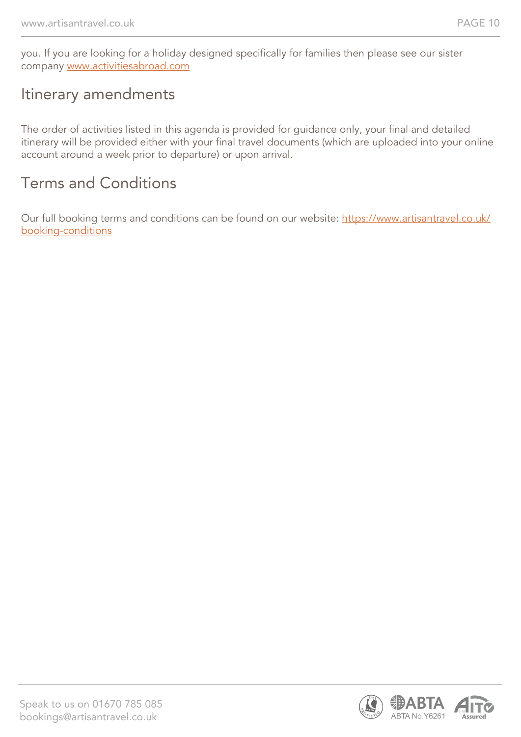you. If you are looking for a holiday designed specifically for families then please see our sister company [www.activitiesabroad.com](http://www.activitiesabroad.com)

## Itinerary amendments

The order of activities listed in this agenda is provided for guidance only, your final and detailed itinerary will be provided either with your final travel documents (which are uploaded into your online account around a week prior to departure) or upon arrival.

## Terms and Conditions

Our full booking terms and conditions can be found on our website: [https://www.artisantravel.co.uk/booking-conditions](https://www.artisantravel.co.uk/booking-conditions)